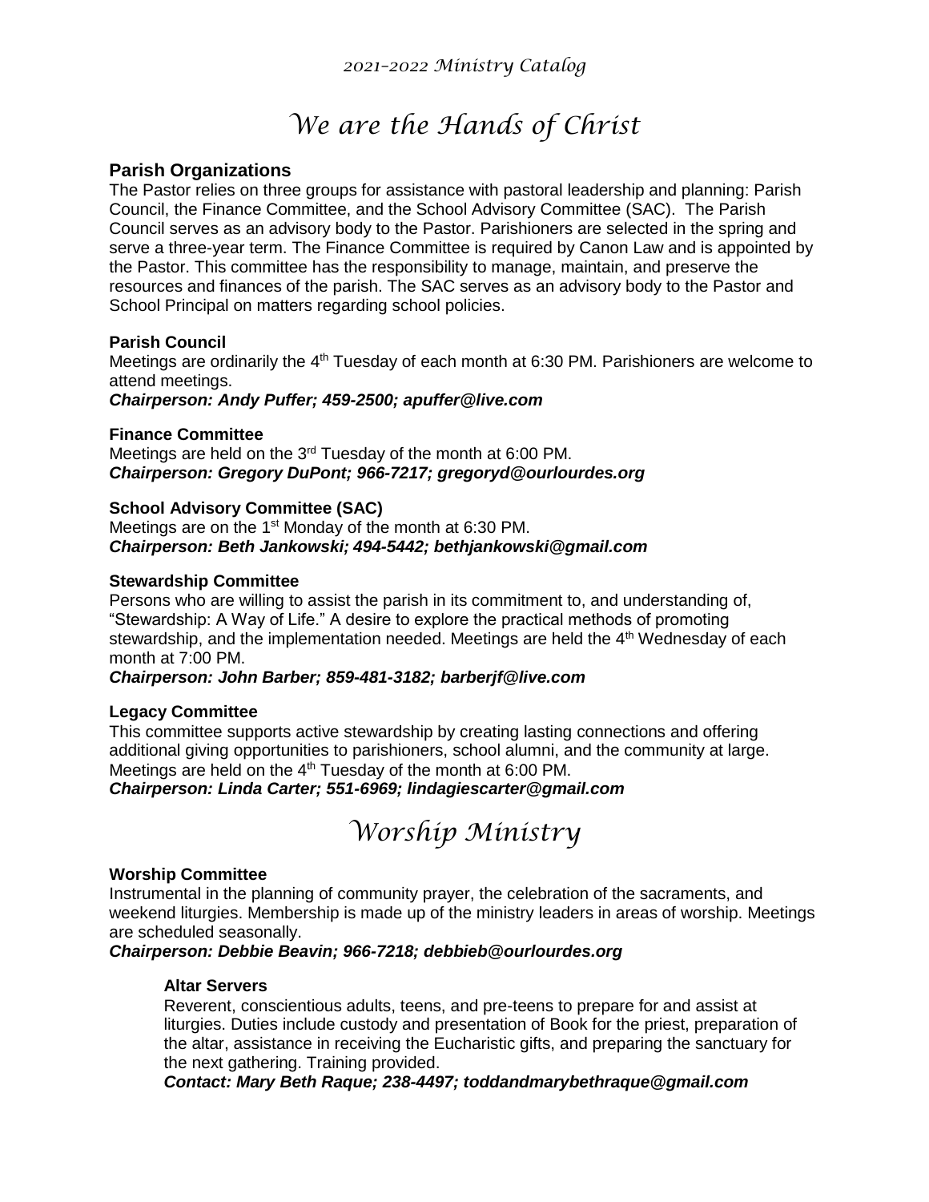*2021-2022 Ministry Catalog*

# *We are the Hands of Christ*

## Parish Organizations

The Pastor relies on three groups for assistance with pastoral leadership and planning: Parish Council, the Finance Committee, and the School Advisory Committee (SAC). The Parish Council serves as an advisory body to the Pastor. Parishioners are selected in the spring and serve a three-year term. The Finance Committee is required by Canon Law and is appointed by the Pastor. This committee has the responsibility to manage, maintain, and preserve the resources and finances of the parish. The SAC serves as an advisory body to the Pastor and School Principal on matters regarding school policies.

### Parish Council

Meetings are ordinarily the 4th Tuesday of each month at 6:30 PM. Parishioners are welcome to attend meetings.
***Chairperson: Andy Puffer; 459-2500; apuffer@live.com***

### Finance Committee

Meetings are held on the 3rd Tuesday of the month at 6:00 PM.
***Chairperson: Gregory DuPont; 966-7217; gregoryd@ourlourdes.org***

### School Advisory Committee (SAC)

Meetings are on the 1st Monday of the month at 6:30 PM.
***Chairperson: Beth Jankowski; 494-5442; bethjankowski@gmail.com***

### Stewardship Committee

Persons who are willing to assist the parish in its commitment to, and understanding of, "Stewardship: A Way of Life." A desire to explore the practical methods of promoting stewardship, and the implementation needed. Meetings are held the 4th Wednesday of each month at 7:00 PM.
***Chairperson: John Barber; 859-481-3182; barberjf@live.com***

### Legacy Committee

This committee supports active stewardship by creating lasting connections and offering additional giving opportunities to parishioners, school alumni, and the community at large. Meetings are held on the 4th Tuesday of the month at 6:00 PM.
***Chairperson: Linda Carter; 551-6969; lindagiescarter@gmail.com***

# *Worship Ministry*

### Worship Committee

Instrumental in the planning of community prayer, the celebration of the sacraments, and weekend liturgies. Membership is made up of the ministry leaders in areas of worship. Meetings are scheduled seasonally.
***Chairperson: Debbie Beavin; 966-7218; debbieb@ourlourdes.org***

#### Altar Servers

Reverent, conscientious adults, teens, and pre-teens to prepare for and assist at liturgies. Duties include custody and presentation of Book for the priest, preparation of the altar, assistance in receiving the Eucharistic gifts, and preparing the sanctuary for the next gathering. Training provided.
***Contact: Mary Beth Raque; 238-4497; toddandmarybethraque@gmail.com***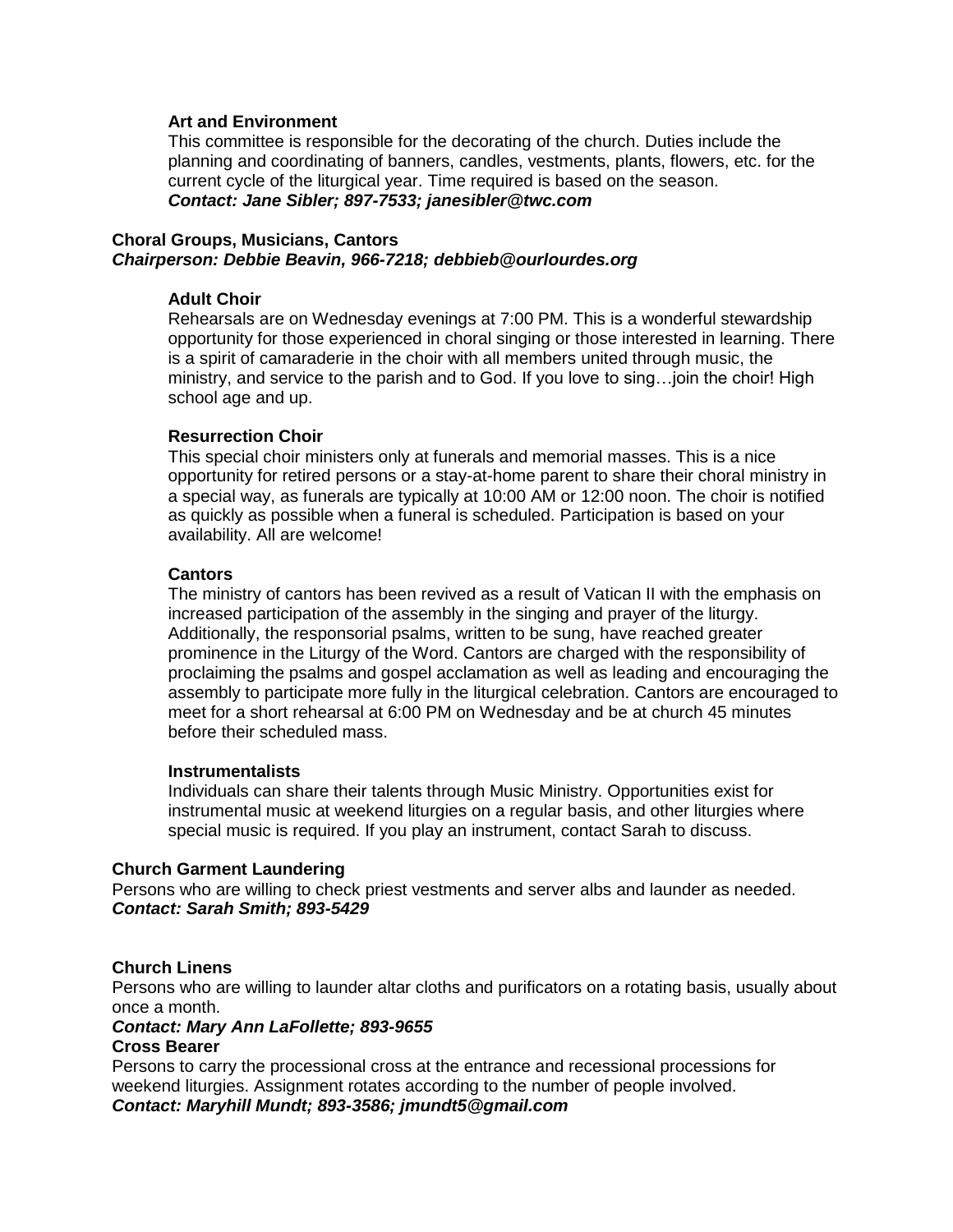### Art and Environment

This committee is responsible for the decorating of the church. Duties include the planning and coordinating of banners, candles, vestments, plants, flowers, etc. for the current cycle of the liturgical year. Time required is based on the season.
***Contact: Jane Sibler; 897-7533; janesibler@twc.com***

## Choral Groups, Musicians, Cantors

***Chairperson: Debbie Beavin, 966-7218; debbieb@ourlourdes.org***

### Adult Choir

Rehearsals are on Wednesday evenings at 7:00 PM. This is a wonderful stewardship opportunity for those experienced in choral singing or those interested in learning. There is a spirit of camaraderie in the choir with all members united through music, the ministry, and service to the parish and to God. If you love to sing…join the choir! High school age and up.

### Resurrection Choir

This special choir ministers only at funerals and memorial masses. This is a nice opportunity for retired persons or a stay-at-home parent to share their choral ministry in a special way, as funerals are typically at 10:00 AM or 12:00 noon. The choir is notified as quickly as possible when a funeral is scheduled. Participation is based on your availability. All are welcome!

### Cantors

The ministry of cantors has been revived as a result of Vatican II with the emphasis on increased participation of the assembly in the singing and prayer of the liturgy. Additionally, the responsorial psalms, written to be sung, have reached greater prominence in the Liturgy of the Word. Cantors are charged with the responsibility of proclaiming the psalms and gospel acclamation as well as leading and encouraging the assembly to participate more fully in the liturgical celebration. Cantors are encouraged to meet for a short rehearsal at 6:00 PM on Wednesday and be at church 45 minutes before their scheduled mass.

### Instrumentalists

Individuals can share their talents through Music Ministry. Opportunities exist for instrumental music at weekend liturgies on a regular basis, and other liturgies where special music is required. If you play an instrument, contact Sarah to discuss.

## Church Garment Laundering

Persons who are willing to check priest vestments and server albs and launder as needed.
***Contact: Sarah Smith; 893-5429***

## Church Linens

Persons who are willing to launder altar cloths and purificators on a rotating basis, usually about once a month.
***Contact: Mary Ann LaFollette; 893-9655***

## Cross Bearer

Persons to carry the processional cross at the entrance and recessional processions for weekend liturgies. Assignment rotates according to the number of people involved.
***Contact: Maryhill Mundt; 893-3586; jmundt5@gmail.com***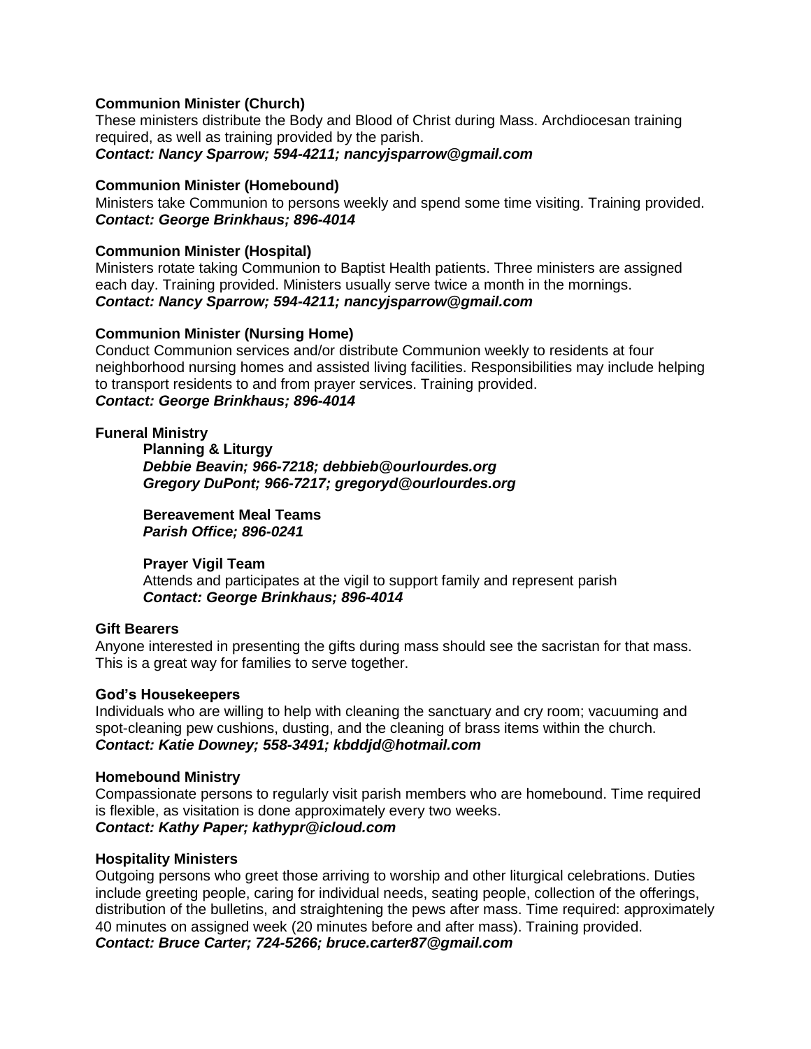**Communion Minister (Church)**
These ministers distribute the Body and Blood of Christ during Mass. Archdiocesan training required, as well as training provided by the parish.
***Contact: Nancy Sparrow; 594-4211; nancyjsparrow@gmail.com***

**Communion Minister (Homebound)**
Ministers take Communion to persons weekly and spend some time visiting. Training provided.
***Contact: George Brinkhaus; 896-4014***

**Communion Minister (Hospital)**
Ministers rotate taking Communion to Baptist Health patients. Three ministers are assigned each day. Training provided. Ministers usually serve twice a month in the mornings.
***Contact: Nancy Sparrow; 594-4211; nancyjsparrow@gmail.com***

**Communion Minister (Nursing Home)**
Conduct Communion services and/or distribute Communion weekly to residents at four neighborhood nursing homes and assisted living facilities. Responsibilities may include helping to transport residents to and from prayer services. Training provided.
***Contact: George Brinkhaus; 896-4014***

**Funeral Ministry**

> **Planning & Liturgy**
> ***Debbie Beavin; 966-7218; debbieb@ourlourdes.org***
> ***Gregory DuPont; 966-7217; gregoryd@ourlourdes.org***
>
> **Bereavement Meal Teams**
> ***Parish Office; 896-0241***
>
> **Prayer Vigil Team**
> Attends and participates at the vigil to support family and represent parish
> ***Contact: George Brinkhaus; 896-4014***

**Gift Bearers**
Anyone interested in presenting the gifts during mass should see the sacristan for that mass. This is a great way for families to serve together.

**God's Housekeepers**
Individuals who are willing to help with cleaning the sanctuary and cry room; vacuuming and spot-cleaning pew cushions, dusting, and the cleaning of brass items within the church.
***Contact: Katie Downey; 558-3491; kbddjd@hotmail.com***

**Homebound Ministry**
Compassionate persons to regularly visit parish members who are homebound. Time required is flexible, as visitation is done approximately every two weeks.
***Contact: Kathy Paper; kathypr@icloud.com***

**Hospitality Ministers**
Outgoing persons who greet those arriving to worship and other liturgical celebrations. Duties include greeting people, caring for individual needs, seating people, collection of the offerings, distribution of the bulletins, and straightening the pews after mass. Time required: approximately 40 minutes on assigned week (20 minutes before and after mass). Training provided.
***Contact: Bruce Carter; 724-5266; bruce.carter87@gmail.com***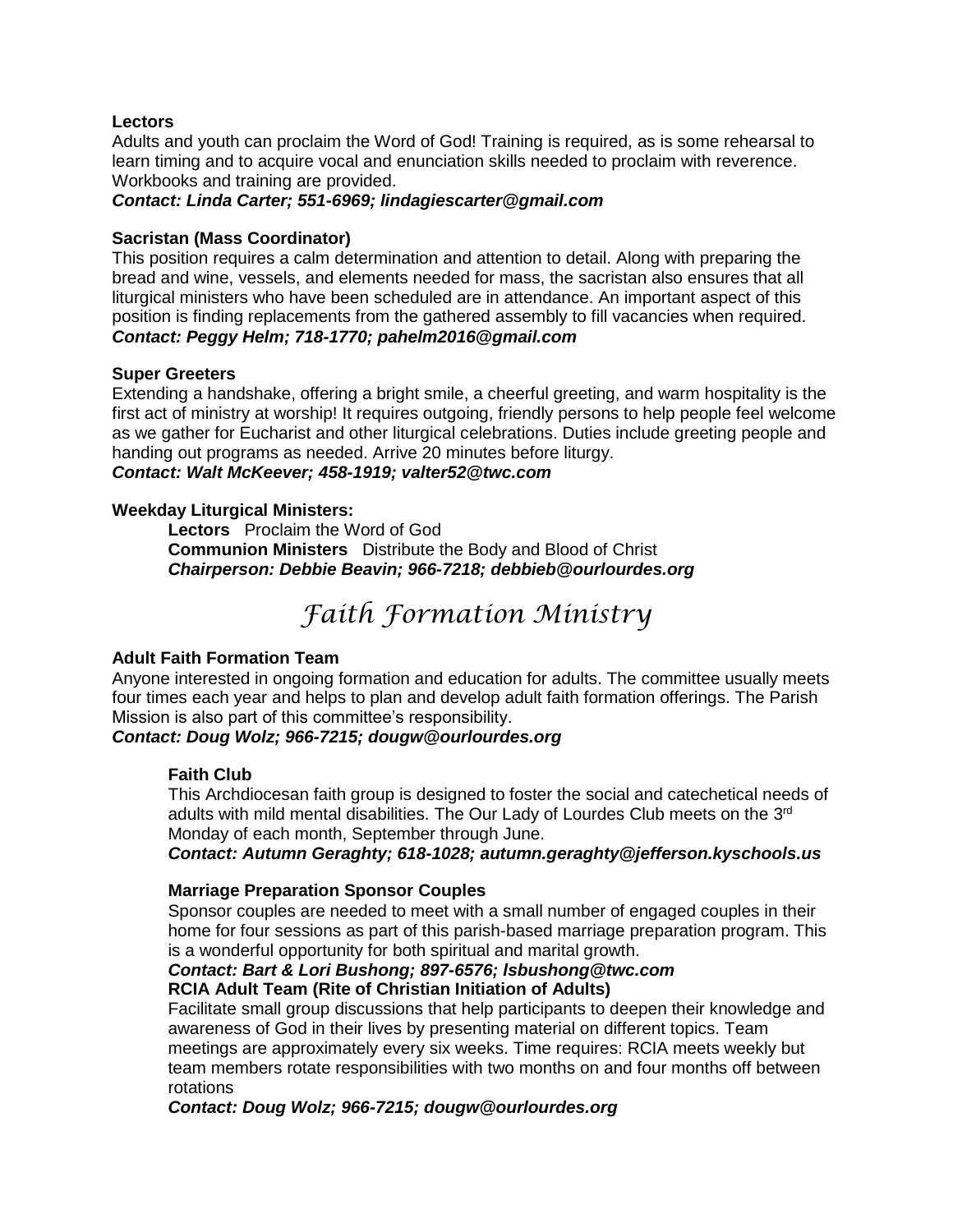**Lectors**

Adults and youth can proclaim the Word of God! Training is required, as is some rehearsal to learn timing and to acquire vocal and enunciation skills needed to proclaim with reverence. Workbooks and training are provided.

***Contact: Linda Carter; 551-6969; lindagiescarter@gmail.com***

**Sacristan (Mass Coordinator)**

This position requires a calm determination and attention to detail. Along with preparing the bread and wine, vessels, and elements needed for mass, the sacristan also ensures that all liturgical ministers who have been scheduled are in attendance. An important aspect of this position is finding replacements from the gathered assembly to fill vacancies when required.

***Contact: Peggy Helm; 718-1770; pahelm2016@gmail.com***

**Super Greeters**

Extending a handshake, offering a bright smile, a cheerful greeting, and warm hospitality is the first act of ministry at worship! It requires outgoing, friendly persons to help people feel welcome as we gather for Eucharist and other liturgical celebrations. Duties include greeting people and handing out programs as needed. Arrive 20 minutes before liturgy.

***Contact: Walt McKeever; 458-1919; valter52@twc.com***

**Weekday Liturgical Ministers:**

**Lectors** Proclaim the Word of God

**Communion Ministers** Distribute the Body and Blood of Christ

***Chairperson: Debbie Beavin; 966-7218; debbieb@ourlourdes.org***

# Faith Formation Ministry

**Adult Faith Formation Team**

Anyone interested in ongoing formation and education for adults. The committee usually meets four times each year and helps to plan and develop adult faith formation offerings. The Parish Mission is also part of this committee's responsibility.

***Contact: Doug Wolz; 966-7215; dougw@ourlourdes.org***

**Faith Club**

This Archdiocesan faith group is designed to foster the social and catechetical needs of adults with mild mental disabilities. The Our Lady of Lourdes Club meets on the 3rd Monday of each month, September through June.

***Contact: Autumn Geraghty; 618-1028; autumn.geraghty@jefferson.kyschools.us***

**Marriage Preparation Sponsor Couples**

Sponsor couples are needed to meet with a small number of engaged couples in their home for four sessions as part of this parish-based marriage preparation program. This is a wonderful opportunity for both spiritual and marital growth.

***Contact: Bart & Lori Bushong; 897-6576; lsbushong@twc.com***

**RCIA Adult Team (Rite of Christian Initiation of Adults)**

Facilitate small group discussions that help participants to deepen their knowledge and awareness of God in their lives by presenting material on different topics. Team meetings are approximately every six weeks. Time requires: RCIA meets weekly but team members rotate responsibilities with two months on and four months off between rotations

***Contact: Doug Wolz; 966-7215; dougw@ourlourdes.org***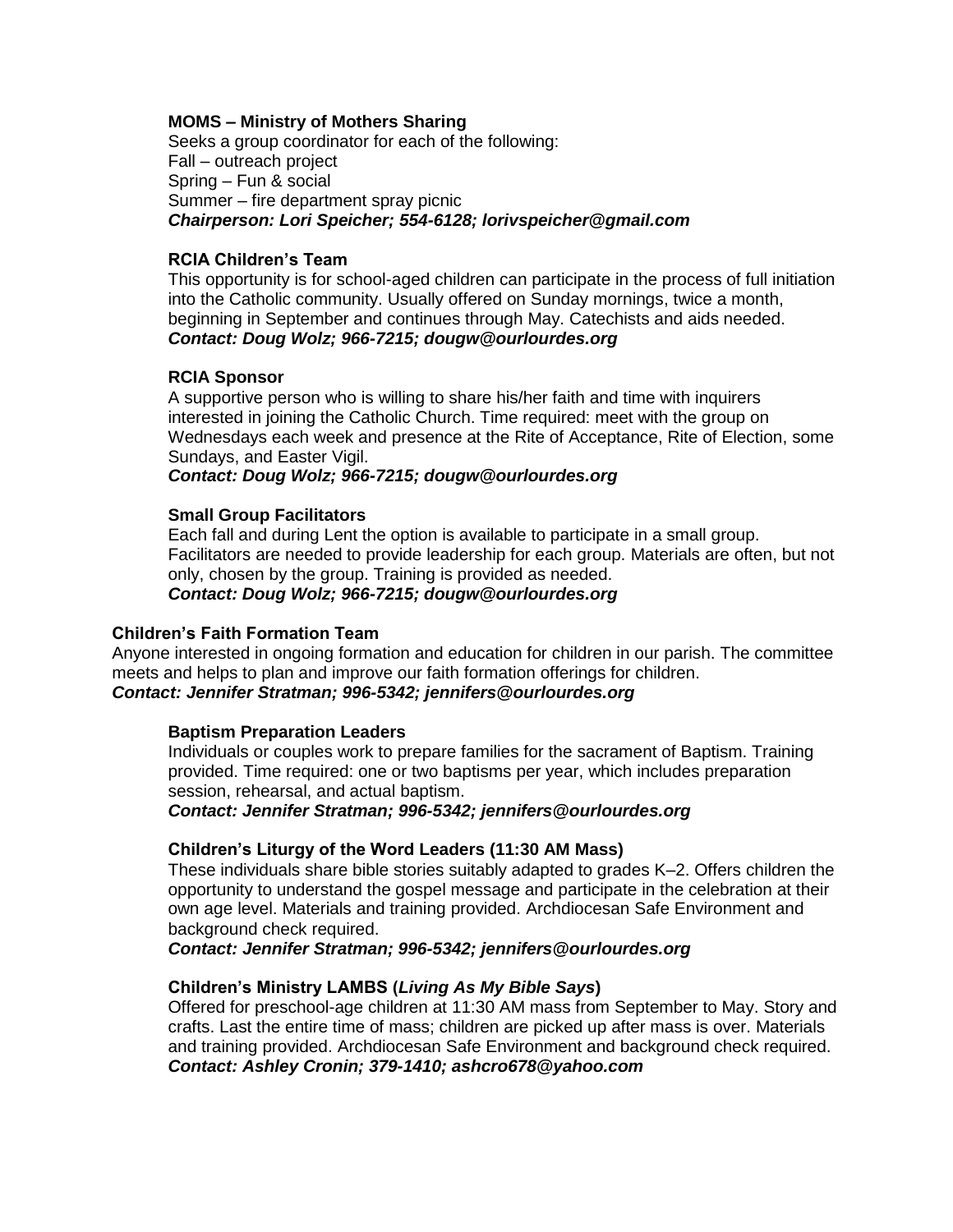#### MOMS – Ministry of Mothers Sharing

Seeks a group coordinator for each of the following:
Fall – outreach project
Spring – Fun & social
Summer – fire department spray picnic
***Chairperson: Lori Speicher; 554-6128; lorivspeicher@gmail.com***

#### RCIA Children's Team

This opportunity is for school-aged children can participate in the process of full initiation into the Catholic community. Usually offered on Sunday mornings, twice a month, beginning in September and continues through May. Catechists and aids needed.
***Contact: Doug Wolz; 966-7215; dougw@ourlourdes.org***

#### RCIA Sponsor

A supportive person who is willing to share his/her faith and time with inquirers interested in joining the Catholic Church. Time required: meet with the group on Wednesdays each week and presence at the Rite of Acceptance, Rite of Election, some Sundays, and Easter Vigil.
***Contact: Doug Wolz; 966-7215; dougw@ourlourdes.org***

#### Small Group Facilitators

Each fall and during Lent the option is available to participate in a small group. Facilitators are needed to provide leadership for each group. Materials are often, but not only, chosen by the group. Training is provided as needed.
***Contact: Doug Wolz; 966-7215; dougw@ourlourdes.org***

### Children's Faith Formation Team

Anyone interested in ongoing formation and education for children in our parish. The committee meets and helps to plan and improve our faith formation offerings for children.
***Contact: Jennifer Stratman; 996-5342; jennifers@ourlourdes.org***

#### Baptism Preparation Leaders

Individuals or couples work to prepare families for the sacrament of Baptism. Training provided. Time required: one or two baptisms per year, which includes preparation session, rehearsal, and actual baptism.
***Contact: Jennifer Stratman; 996-5342; jennifers@ourlourdes.org***

#### Children's Liturgy of the Word Leaders (11:30 AM Mass)

These individuals share bible stories suitably adapted to grades K–2. Offers children the opportunity to understand the gospel message and participate in the celebration at their own age level. Materials and training provided. Archdiocesan Safe Environment and background check required.
***Contact: Jennifer Stratman; 996-5342; jennifers@ourlourdes.org***

#### Children's Ministry LAMBS (*Living As My Bible Says*)

Offered for preschool-age children at 11:30 AM mass from September to May. Story and crafts. Last the entire time of mass; children are picked up after mass is over. Materials and training provided. Archdiocesan Safe Environment and background check required.
***Contact: Ashley Cronin; 379-1410; ashcro678@yahoo.com***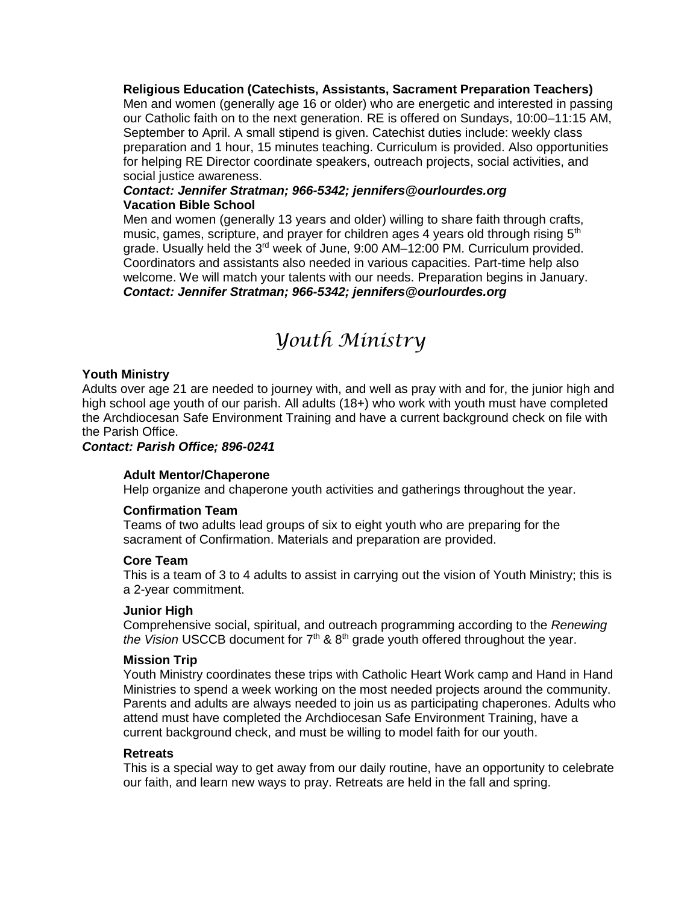**Religious Education (Catechists, Assistants, Sacrament Preparation Teachers)**
Men and women (generally age 16 or older) who are energetic and interested in passing our Catholic faith on to the next generation. RE is offered on Sundays, 10:00–11:15 AM, September to April. A small stipend is given. Catechist duties include: weekly class preparation and 1 hour, 15 minutes teaching. Curriculum is provided. Also opportunities for helping RE Director coordinate speakers, outreach projects, social activities, and social justice awareness.
***Contact: Jennifer Stratman; 966-5342; jennifers@ourlourdes.org***

**Vacation Bible School**
Men and women (generally 13 years and older) willing to share faith through crafts, music, games, scripture, and prayer for children ages 4 years old through rising 5th grade. Usually held the 3rd week of June, 9:00 AM–12:00 PM. Curriculum provided. Coordinators and assistants also needed in various capacities. Part-time help also welcome. We will match your talents with our needs. Preparation begins in January.
***Contact: Jennifer Stratman; 966-5342; jennifers@ourlourdes.org***

# Youth Ministry

**Youth Ministry**
Adults over age 21 are needed to journey with, and well as pray with and for, the junior high and high school age youth of our parish. All adults (18+) who work with youth must have completed the Archdiocesan Safe Environment Training and have a current background check on file with the Parish Office.
***Contact: Parish Office; 896-0241***

**Adult Mentor/Chaperone**
Help organize and chaperone youth activities and gatherings throughout the year.

**Confirmation Team**
Teams of two adults lead groups of six to eight youth who are preparing for the sacrament of Confirmation. Materials and preparation are provided.

**Core Team**
This is a team of 3 to 4 adults to assist in carrying out the vision of Youth Ministry; this is a 2-year commitment.

**Junior High**
Comprehensive social, spiritual, and outreach programming according to the *Renewing the Vision* USCCB document for 7th & 8th grade youth offered throughout the year.

**Mission Trip**
Youth Ministry coordinates these trips with Catholic Heart Work camp and Hand in Hand Ministries to spend a week working on the most needed projects around the community. Parents and adults are always needed to join us as participating chaperones. Adults who attend must have completed the Archdiocesan Safe Environment Training, have a current background check, and must be willing to model faith for our youth.

**Retreats**
This is a special way to get away from our daily routine, have an opportunity to celebrate our faith, and learn new ways to pray. Retreats are held in the fall and spring.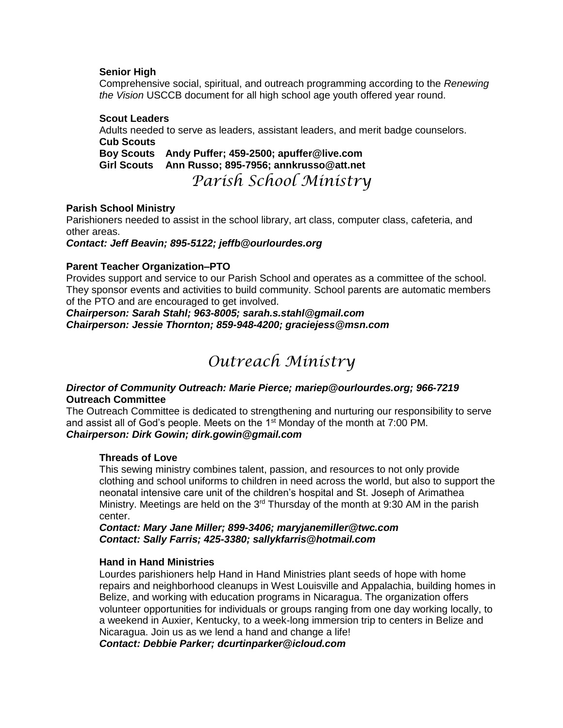**Senior High**

Comprehensive social, spiritual, and outreach programming according to the *Renewing the Vision* USCCB document for all high school age youth offered year round.

**Scout Leaders**

Adults needed to serve as leaders, assistant leaders, and merit badge counselors.

**Cub Scouts**

**Boy Scouts Andy Puffer; 459-2500; apuffer@live.com**

**Girl Scouts Ann Russo; 895-7956; annkrusso@att.net**

# *Parish School Ministry*

**Parish School Ministry**

Parishioners needed to assist in the school library, art class, computer class, cafeteria, and other areas.

***Contact: Jeff Beavin; 895-5122; jeffb@ourlourdes.org***

**Parent Teacher Organization–PTO**

Provides support and service to our Parish School and operates as a committee of the school. They sponsor events and activities to build community. School parents are automatic members of the PTO and are encouraged to get involved.

***Chairperson: Sarah Stahl; 963-8005; sarah.s.stahl@gmail.com***
***Chairperson: Jessie Thornton; 859-948-4200; graciejess@msn.com***

# *Outreach Ministry*

***Director of Community Outreach: Marie Pierce; mariep@ourlourdes.org; 966-7219***

**Outreach Committee**

The Outreach Committee is dedicated to strengthening and nurturing our responsibility to serve and assist all of God's people. Meets on the 1st Monday of the month at 7:00 PM.

***Chairperson: Dirk Gowin; dirk.gowin@gmail.com***

**Threads of Love**

This sewing ministry combines talent, passion, and resources to not only provide clothing and school uniforms to children in need across the world, but also to support the neonatal intensive care unit of the children's hospital and St. Joseph of Arimathea Ministry. Meetings are held on the 3rd Thursday of the month at 9:30 AM in the parish center.

***Contact: Mary Jane Miller; 899-3406; maryjanemiller@twc.com***
***Contact: Sally Farris; 425-3380; sallykfarris@hotmail.com***

**Hand in Hand Ministries**

Lourdes parishioners help Hand in Hand Ministries plant seeds of hope with home repairs and neighborhood cleanups in West Louisville and Appalachia, building homes in Belize, and working with education programs in Nicaragua. The organization offers volunteer opportunities for individuals or groups ranging from one day working locally, to a weekend in Auxier, Kentucky, to a week-long immersion trip to centers in Belize and Nicaragua. Join us as we lend a hand and change a life!

***Contact: Debbie Parker; dcurtinparker@icloud.com***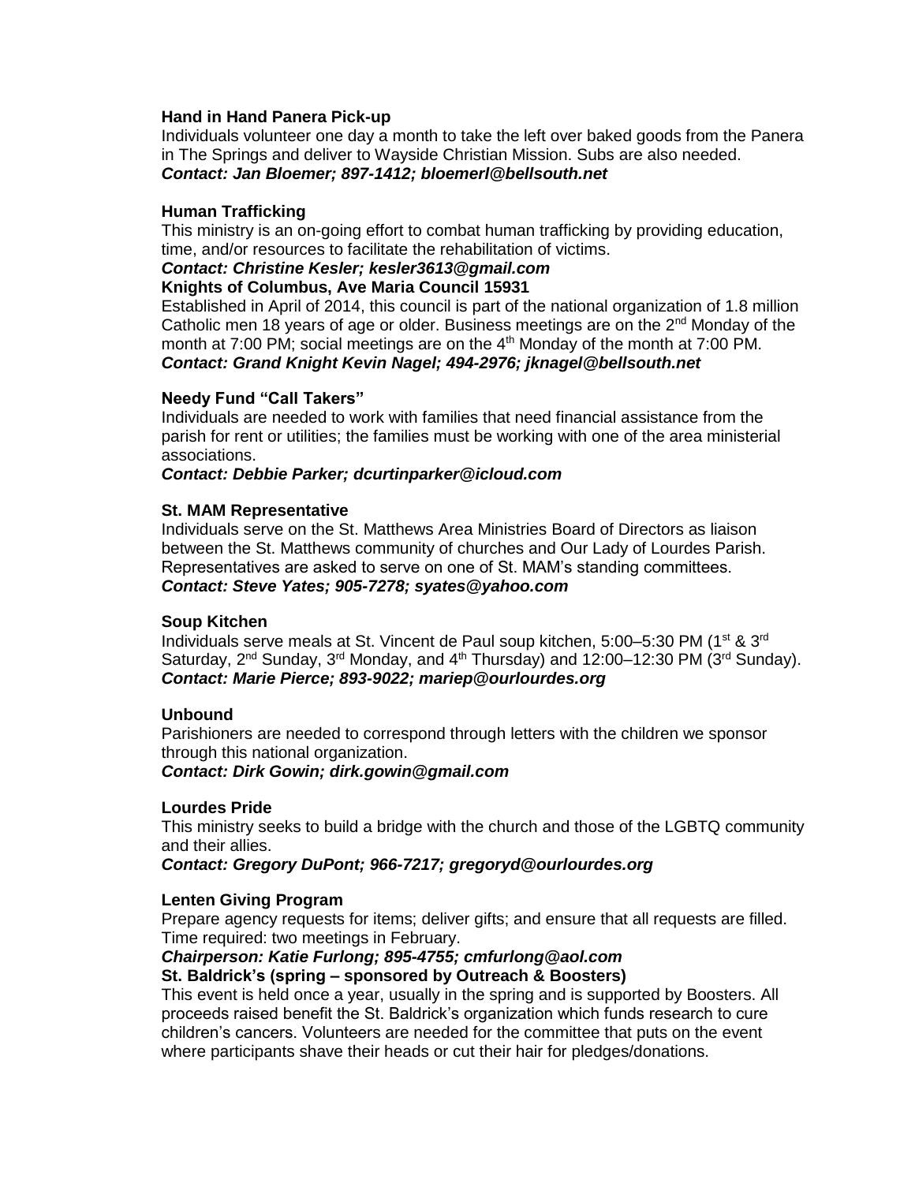**Hand in Hand Panera Pick-up**

Individuals volunteer one day a month to take the left over baked goods from the Panera in The Springs and deliver to Wayside Christian Mission. Subs are also needed.

***Contact: Jan Bloemer; 897-1412; bloemerl@bellsouth.net***

**Human Trafficking**

This ministry is an on-going effort to combat human trafficking by providing education, time, and/or resources to facilitate the rehabilitation of victims.

***Contact: Christine Kesler; kesler3613@gmail.com***

**Knights of Columbus, Ave Maria Council 15931**

Established in April of 2014, this council is part of the national organization of 1.8 million Catholic men 18 years of age or older. Business meetings are on the 2nd Monday of the month at 7:00 PM; social meetings are on the 4th Monday of the month at 7:00 PM.

***Contact: Grand Knight Kevin Nagel; 494-2976; jknagel@bellsouth.net***

**Needy Fund "Call Takers"**

Individuals are needed to work with families that need financial assistance from the parish for rent or utilities; the families must be working with one of the area ministerial associations.

***Contact: Debbie Parker; dcurtinparker@icloud.com***

**St. MAM Representative**

Individuals serve on the St. Matthews Area Ministries Board of Directors as liaison between the St. Matthews community of churches and Our Lady of Lourdes Parish. Representatives are asked to serve on one of St. MAM's standing committees.

***Contact: Steve Yates; 905-7278; syates@yahoo.com***

**Soup Kitchen**

Individuals serve meals at St. Vincent de Paul soup kitchen, 5:00–5:30 PM (1st & 3rd Saturday, 2nd Sunday, 3rd Monday, and 4th Thursday) and 12:00–12:30 PM (3rd Sunday).

***Contact: Marie Pierce; 893-9022; mariep@ourlourdes.org***

**Unbound**

Parishioners are needed to correspond through letters with the children we sponsor through this national organization.

***Contact: Dirk Gowin; dirk.gowin@gmail.com***

**Lourdes Pride**

This ministry seeks to build a bridge with the church and those of the LGBTQ community and their allies.

***Contact: Gregory DuPont; 966-7217; gregoryd@ourlourdes.org***

**Lenten Giving Program**

Prepare agency requests for items; deliver gifts; and ensure that all requests are filled. Time required: two meetings in February.

***Chairperson: Katie Furlong; 895-4755; cmfurlong@aol.com***

**St. Baldrick's (spring – sponsored by Outreach & Boosters)**

This event is held once a year, usually in the spring and is supported by Boosters. All proceeds raised benefit the St. Baldrick's organization which funds research to cure children's cancers. Volunteers are needed for the committee that puts on the event where participants shave their heads or cut their hair for pledges/donations.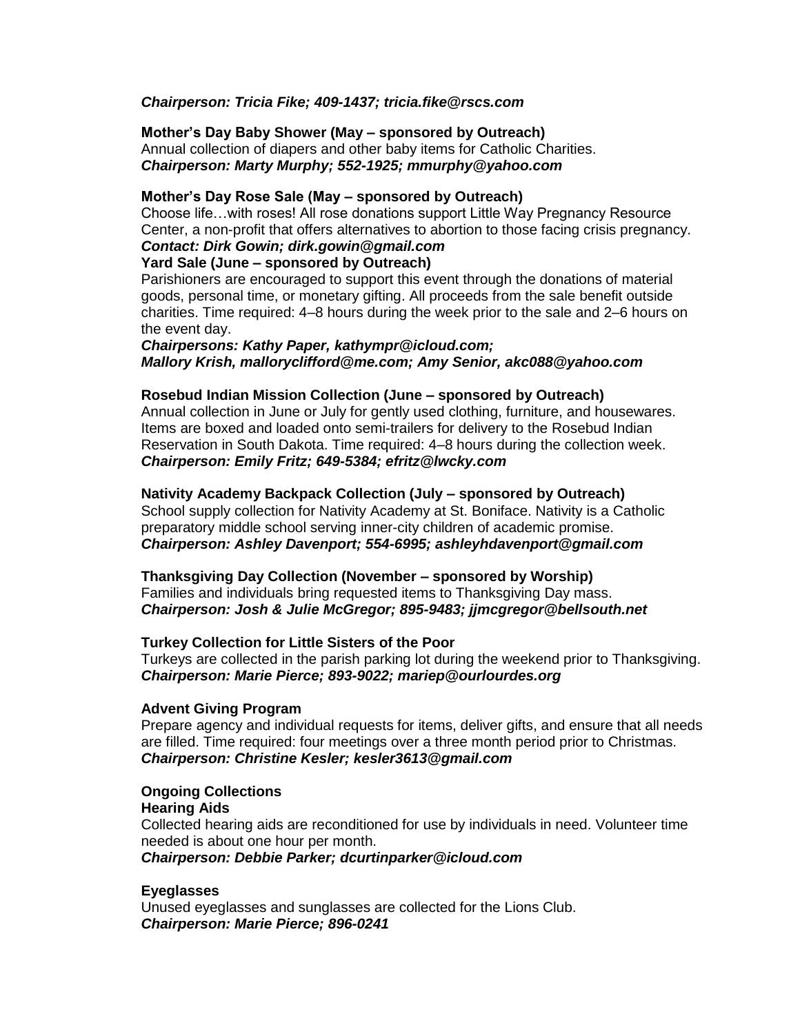***Chairperson: Tricia Fike; 409-1437; tricia.fike@rscs.com***

**Mother's Day Baby Shower (May – sponsored by Outreach)**
Annual collection of diapers and other baby items for Catholic Charities.
***Chairperson: Marty Murphy; 552-1925; mmurphy@yahoo.com***

**Mother's Day Rose Sale (May – sponsored by Outreach)**
Choose life…with roses! All rose donations support Little Way Pregnancy Resource Center, a non-profit that offers alternatives to abortion to those facing crisis pregnancy.
***Contact: Dirk Gowin; dirk.gowin@gmail.com***

**Yard Sale (June – sponsored by Outreach)**
Parishioners are encouraged to support this event through the donations of material goods, personal time, or monetary gifting. All proceeds from the sale benefit outside charities. Time required: 4–8 hours during the week prior to the sale and 2–6 hours on the event day.
***Chairpersons: Kathy Paper, kathympr@icloud.com;***
***Mallory Krish, malloryclifford@me.com; Amy Senior, akc088@yahoo.com***

**Rosebud Indian Mission Collection (June – sponsored by Outreach)**
Annual collection in June or July for gently used clothing, furniture, and housewares. Items are boxed and loaded onto semi-trailers for delivery to the Rosebud Indian Reservation in South Dakota. Time required: 4–8 hours during the collection week.
***Chairperson: Emily Fritz; 649-5384; efritz@lwcky.com***

**Nativity Academy Backpack Collection (July – sponsored by Outreach)**
School supply collection for Nativity Academy at St. Boniface. Nativity is a Catholic preparatory middle school serving inner-city children of academic promise.
***Chairperson: Ashley Davenport; 554-6995; ashleyhdavenport@gmail.com***

**Thanksgiving Day Collection (November – sponsored by Worship)**
Families and individuals bring requested items to Thanksgiving Day mass.
***Chairperson: Josh & Julie McGregor; 895-9483; jjmcgregor@bellsouth.net***

**Turkey Collection for Little Sisters of the Poor**
Turkeys are collected in the parish parking lot during the weekend prior to Thanksgiving.
***Chairperson: Marie Pierce; 893-9022; mariep@ourlourdes.org***

**Advent Giving Program**
Prepare agency and individual requests for items, deliver gifts, and ensure that all needs are filled. Time required: four meetings over a three month period prior to Christmas.
***Chairperson: Christine Kesler; kesler3613@gmail.com***

**Ongoing Collections**

**Hearing Aids**
Collected hearing aids are reconditioned for use by individuals in need. Volunteer time needed is about one hour per month.
***Chairperson: Debbie Parker; dcurtinparker@icloud.com***

**Eyeglasses**
Unused eyeglasses and sunglasses are collected for the Lions Club.
***Chairperson: Marie Pierce; 896-0241***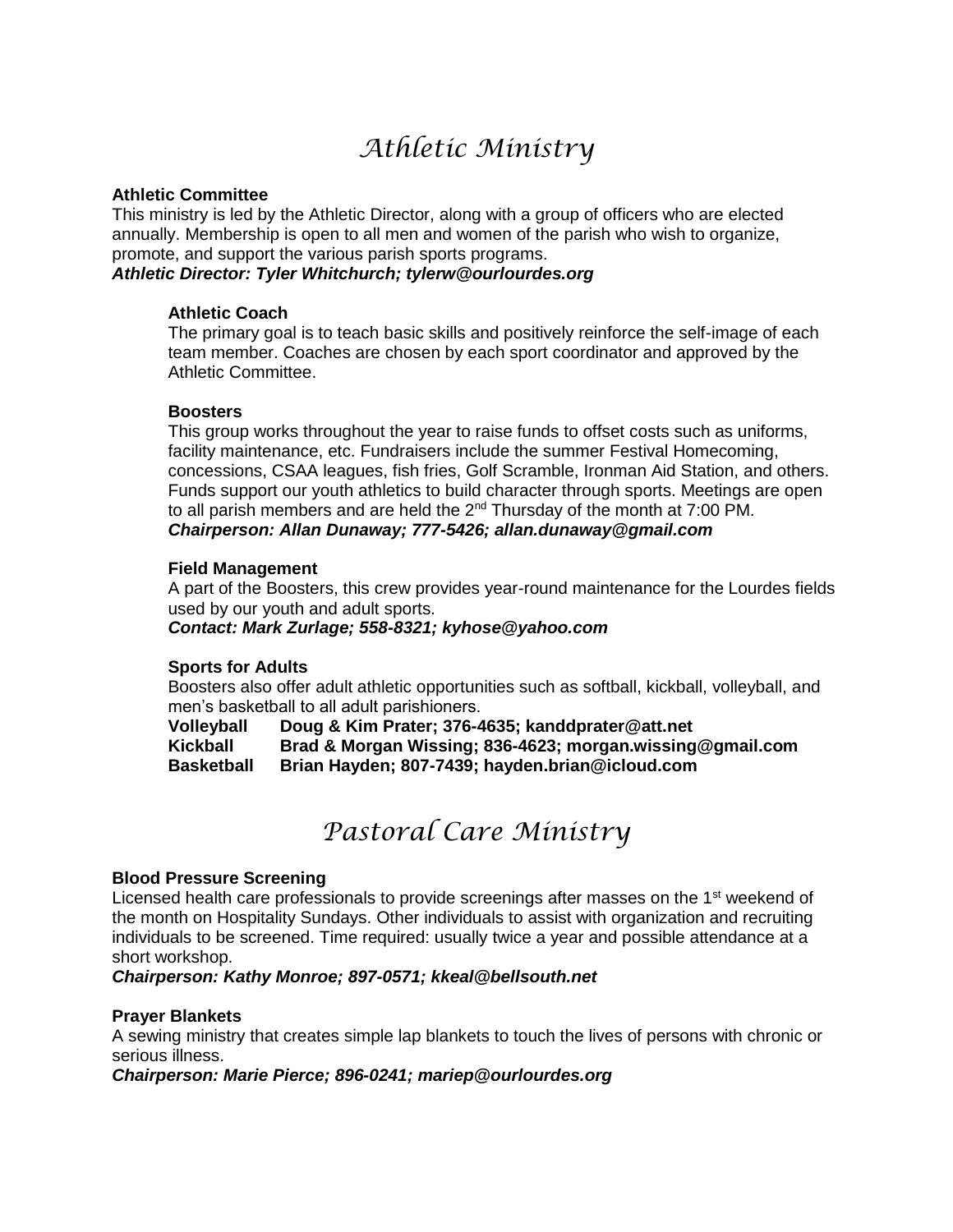# Athletic Ministry

**Athletic Committee**
This ministry is led by the Athletic Director, along with a group of officers who are elected annually. Membership is open to all men and women of the parish who wish to organize, promote, and support the various parish sports programs.
***Athletic Director: Tyler Whitchurch; tylerw@ourlourdes.org***

**Athletic Coach**
The primary goal is to teach basic skills and positively reinforce the self-image of each team member. Coaches are chosen by each sport coordinator and approved by the Athletic Committee.

**Boosters**
This group works throughout the year to raise funds to offset costs such as uniforms, facility maintenance, etc. Fundraisers include the summer Festival Homecoming, concessions, CSAA leagues, fish fries, Golf Scramble, Ironman Aid Station, and others. Funds support our youth athletics to build character through sports. Meetings are open to all parish members and are held the 2nd Thursday of the month at 7:00 PM.
***Chairperson: Allan Dunaway; 777-5426; allan.dunaway@gmail.com***

**Field Management**
A part of the Boosters, this crew provides year-round maintenance for the Lourdes fields used by our youth and adult sports.
***Contact: Mark Zurlage; 558-8321; kyhose@yahoo.com***

**Sports for Adults**
Boosters also offer adult athletic opportunities such as softball, kickball, volleyball, and men's basketball to all adult parishioners.

**Volleyball** **Doug & Kim Prater; 376-4635; kanddprater@att.net**
**Kickball** **Brad & Morgan Wissing; 836-4623; morgan.wissing@gmail.com**
**Basketball** **Brian Hayden; 807-7439; hayden.brian@icloud.com**

# Pastoral Care Ministry

**Blood Pressure Screening**
Licensed health care professionals to provide screenings after masses on the 1st weekend of the month on Hospitality Sundays. Other individuals to assist with organization and recruiting individuals to be screened. Time required: usually twice a year and possible attendance at a short workshop.
***Chairperson: Kathy Monroe; 897-0571; kkeal@bellsouth.net***

**Prayer Blankets**
A sewing ministry that creates simple lap blankets to touch the lives of persons with chronic or serious illness.
***Chairperson: Marie Pierce; 896-0241; mariep@ourlourdes.org***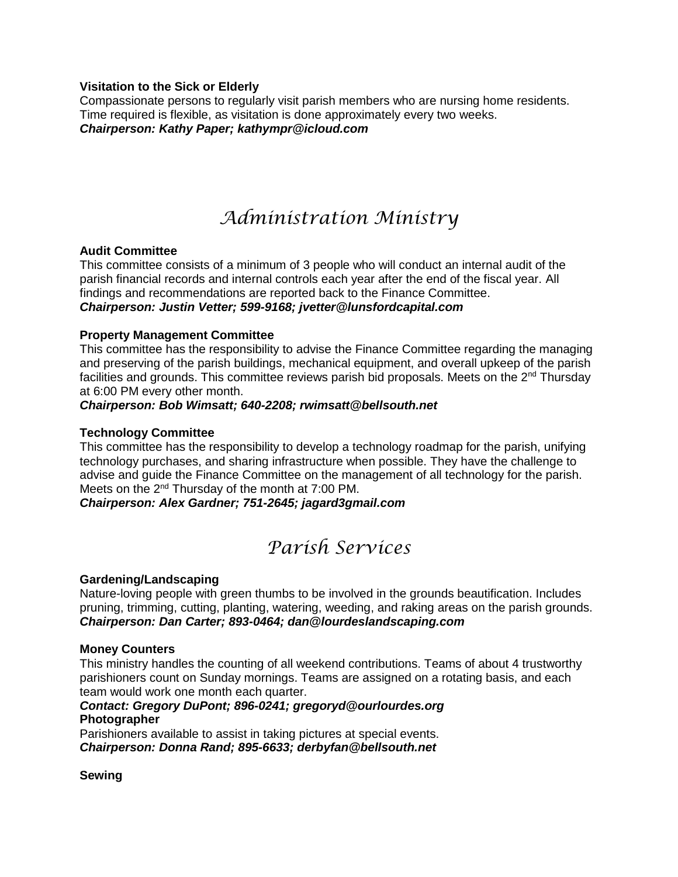**Visitation to the Sick or Elderly**
Compassionate persons to regularly visit parish members who are nursing home residents. Time required is flexible, as visitation is done approximately every two weeks.
***Chairperson: Kathy Paper; kathympr@icloud.com***

# Administration Ministry

**Audit Committee**
This committee consists of a minimum of 3 people who will conduct an internal audit of the parish financial records and internal controls each year after the end of the fiscal year. All findings and recommendations are reported back to the Finance Committee.
***Chairperson: Justin Vetter; 599-9168; jvetter@lunsfordcapital.com***

**Property Management Committee**
This committee has the responsibility to advise the Finance Committee regarding the managing and preserving of the parish buildings, mechanical equipment, and overall upkeep of the parish facilities and grounds. This committee reviews parish bid proposals. Meets on the 2nd Thursday at 6:00 PM every other month.
***Chairperson: Bob Wimsatt; 640-2208; rwimsatt@bellsouth.net***

**Technology Committee**
This committee has the responsibility to develop a technology roadmap for the parish, unifying technology purchases, and sharing infrastructure when possible. They have the challenge to advise and guide the Finance Committee on the management of all technology for the parish. Meets on the 2nd Thursday of the month at 7:00 PM.
***Chairperson: Alex Gardner; 751-2645; jagard3gmail.com***

# Parish Services

**Gardening/Landscaping**
Nature-loving people with green thumbs to be involved in the grounds beautification. Includes pruning, trimming, cutting, planting, watering, weeding, and raking areas on the parish grounds.
***Chairperson: Dan Carter; 893-0464; dan@lourdeslandscaping.com***

**Money Counters**
This ministry handles the counting of all weekend contributions. Teams of about 4 trustworthy parishioners count on Sunday mornings. Teams are assigned on a rotating basis, and each team would work one month each quarter.
***Contact: Gregory DuPont; 896-0241; gregoryd@ourlourdes.org***

**Photographer**
Parishioners available to assist in taking pictures at special events.
***Chairperson: Donna Rand; 895-6633; derbyfan@bellsouth.net***

**Sewing**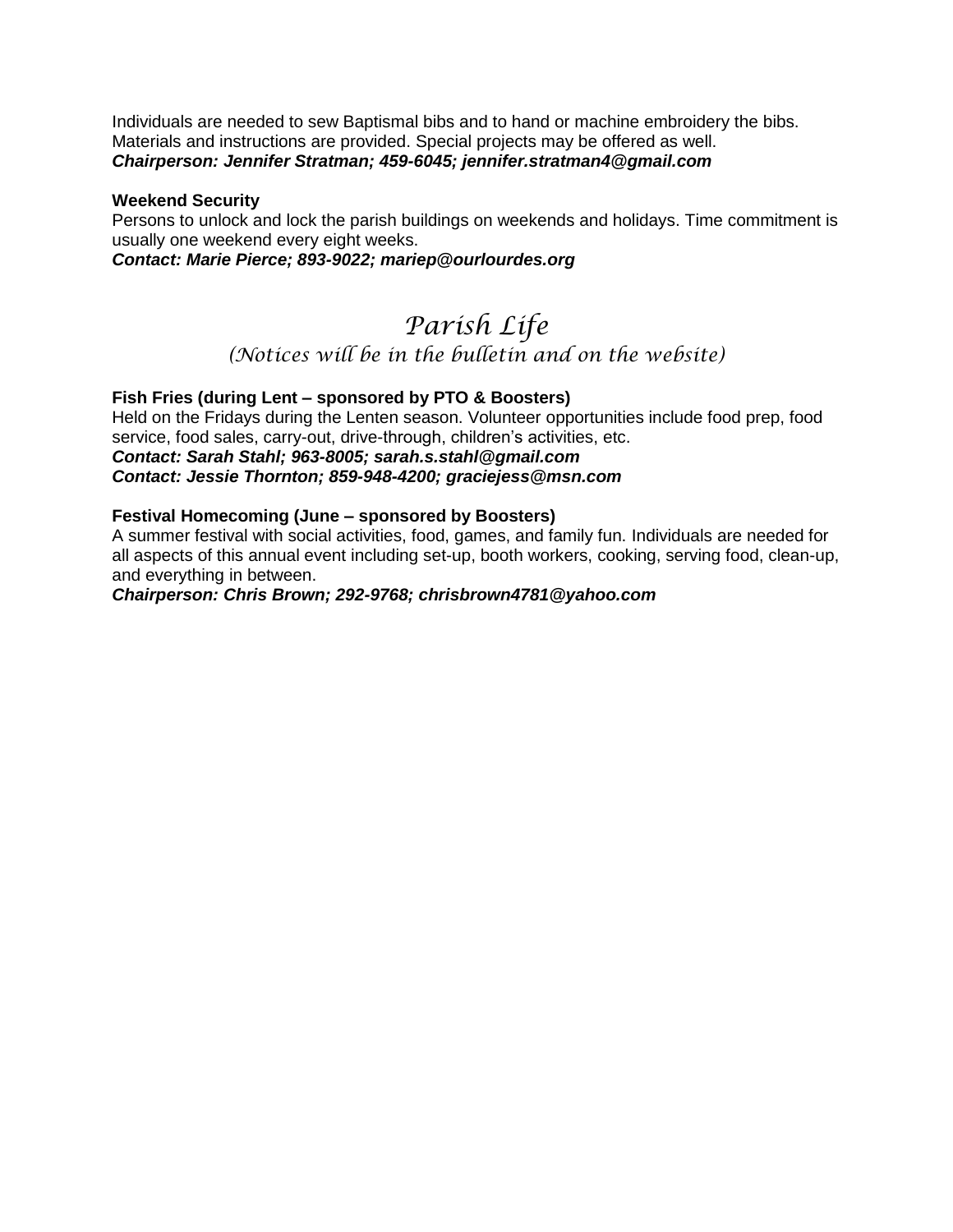Individuals are needed to sew Baptismal bibs and to hand or machine embroidery the bibs. Materials and instructions are provided. Special projects may be offered as well.
***Chairperson: Jennifer Stratman; 459-6045; jennifer.stratman4@gmail.com***

**Weekend Security**
Persons to unlock and lock the parish buildings on weekends and holidays. Time commitment is usually one weekend every eight weeks.
***Contact: Marie Pierce; 893-9022; mariep@ourlourdes.org***

## *Parish Life*

*(Notices will be in the bulletin and on the website)*

**Fish Fries (during Lent – sponsored by PTO & Boosters)**
Held on the Fridays during the Lenten season. Volunteer opportunities include food prep, food service, food sales, carry-out, drive-through, children's activities, etc.
***Contact: Sarah Stahl; 963-8005; sarah.s.stahl@gmail.com***
***Contact: Jessie Thornton; 859-948-4200; graciejess@msn.com***

**Festival Homecoming (June – sponsored by Boosters)**
A summer festival with social activities, food, games, and family fun. Individuals are needed for all aspects of this annual event including set-up, booth workers, cooking, serving food, clean-up, and everything in between.
***Chairperson: Chris Brown; 292-9768; chrisbrown4781@yahoo.com***